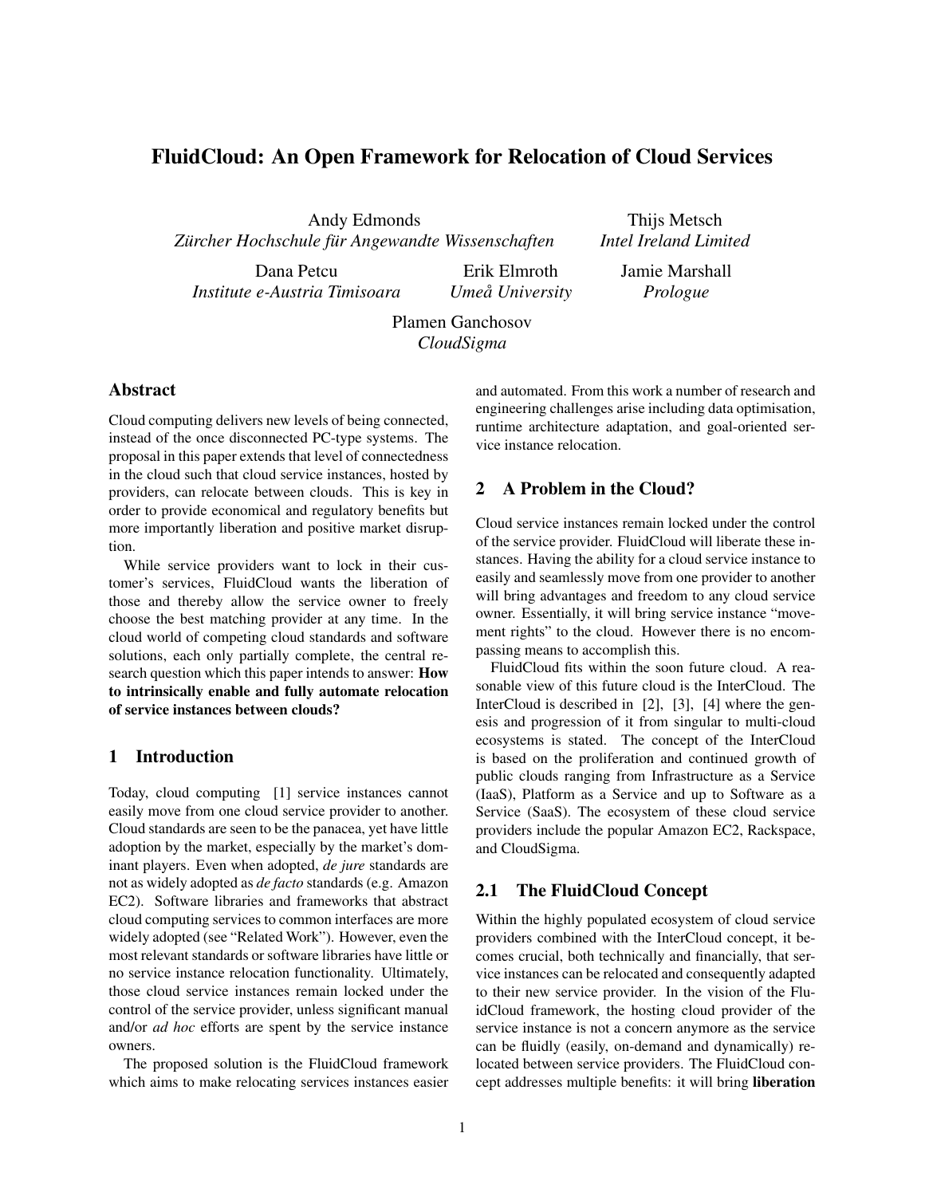# FluidCloud: An Open Framework for Relocation of Cloud Services

Andy Edmonds
*Zürcher Hochschule für Angewandte Wissenschaften*

Thijs Metsch
*Intel Ireland Limited*

Dana Petcu
*Institute e-Austria Timisoara*

Erik Elmroth
*Umeå University*

Jamie Marshall
*Prologue*

Plamen Ganchosov
*CloudSigma*

## Abstract

Cloud computing delivers new levels of being connected, instead of the once disconnected PC-type systems. The proposal in this paper extends that level of connectedness in the cloud such that cloud service instances, hosted by providers, can relocate between clouds. This is key in order to provide economical and regulatory benefits but more importantly liberation and positive market disruption.

While service providers want to lock in their customer's services, FluidCloud wants the liberation of those and thereby allow the service owner to freely choose the best matching provider at any time. In the cloud world of competing cloud standards and software solutions, each only partially complete, the central research question which this paper intends to answer: **How to intrinsically enable and fully automate relocation of service instances between clouds?**

## 1 Introduction

Today, cloud computing [1] service instances cannot easily move from one cloud service provider to another. Cloud standards are seen to be the panacea, yet have little adoption by the market, especially by the market's dominant players. Even when adopted, *de jure* standards are not as widely adopted as *de facto* standards (e.g. Amazon EC2). Software libraries and frameworks that abstract cloud computing services to common interfaces are more widely adopted (see "Related Work"). However, even the most relevant standards or software libraries have little or no service instance relocation functionality. Ultimately, those cloud service instances remain locked under the control of the service provider, unless significant manual and/or *ad hoc* efforts are spent by the service instance owners.

The proposed solution is the FluidCloud framework which aims to make relocating services instances easier and automated. From this work a number of research and engineering challenges arise including data optimisation, runtime architecture adaptation, and goal-oriented service instance relocation.

## 2 A Problem in the Cloud?

Cloud service instances remain locked under the control of the service provider. FluidCloud will liberate these instances. Having the ability for a cloud service instance to easily and seamlessly move from one provider to another will bring advantages and freedom to any cloud service owner. Essentially, it will bring service instance "movement rights" to the cloud. However there is no encompassing means to accomplish this.

FluidCloud fits within the soon future cloud. A reasonable view of this future cloud is the InterCloud. The InterCloud is described in [2], [3], [4] where the genesis and progression of it from singular to multi-cloud ecosystems is stated. The concept of the InterCloud is based on the proliferation and continued growth of public clouds ranging from Infrastructure as a Service (IaaS), Platform as a Service and up to Software as a Service (SaaS). The ecosystem of these cloud service providers include the popular Amazon EC2, Rackspace, and CloudSigma.

### 2.1 The FluidCloud Concept

Within the highly populated ecosystem of cloud service providers combined with the InterCloud concept, it becomes crucial, both technically and financially, that service instances can be relocated and consequently adapted to their new service provider. In the vision of the FluidCloud framework, the hosting cloud provider of the service instance is not a concern anymore as the service can be fluidly (easily, on-demand and dynamically) relocated between service providers. The FluidCloud concept addresses multiple benefits: it will bring **liberation**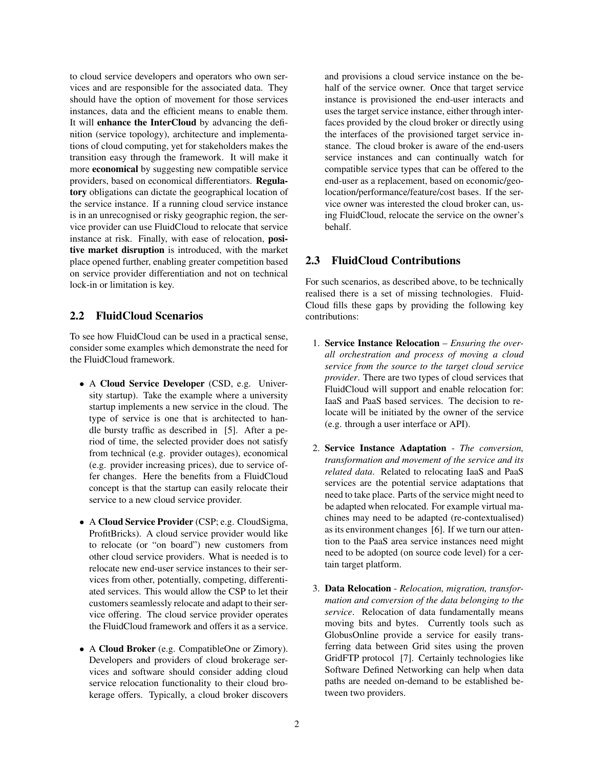to cloud service developers and operators who own services and are responsible for the associated data. They should have the option of movement for those services instances, data and the efficient means to enable them. It will **enhance the InterCloud** by advancing the definition (service topology), architecture and implementations of cloud computing, yet for stakeholders makes the transition easy through the framework. It will make it more **economical** by suggesting new compatible service providers, based on economical differentiators. **Regulatory** obligations can dictate the geographical location of the service instance. If a running cloud service instance is in an unrecognised or risky geographic region, the service provider can use FluidCloud to relocate that service instance at risk. Finally, with ease of relocation, **positive market disruption** is introduced, with the market place opened further, enabling greater competition based on service provider differentiation and not on technical lock-in or limitation is key.

## 2.2 FluidCloud Scenarios

To see how FluidCloud can be used in a practical sense, consider some examples which demonstrate the need for the FluidCloud framework.

- A **Cloud Service Developer** (CSD, e.g. University startup). Take the example where a university startup implements a new service in the cloud. The type of service is one that is architected to handle bursty traffic as described in [5]. After a period of time, the selected provider does not satisfy from technical (e.g. provider outages), economical (e.g. provider increasing prices), due to service offer changes. Here the benefits from a FluidCloud concept is that the startup can easily relocate their service to a new cloud service provider.
- A **Cloud Service Provider** (CSP; e.g. CloudSigma, ProfitBricks). A cloud service provider would like to relocate (or "on board") new customers from other cloud service providers. What is needed is to relocate new end-user service instances to their services from other, potentially, competing, differentiated services. This would allow the CSP to let their customers seamlessly relocate and adapt to their service offering. The cloud service provider operates the FluidCloud framework and offers it as a service.
- A **Cloud Broker** (e.g. CompatibleOne or Zimory). Developers and providers of cloud brokerage services and software should consider adding cloud service relocation functionality to their cloud brokerage offers. Typically, a cloud broker discovers and provisions a cloud service instance on the behalf of the service owner. Once that target service instance is provisioned the end-user interacts and uses the target service instance, either through interfaces provided by the cloud broker or directly using the interfaces of the provisioned target service instance. The cloud broker is aware of the end-users service instances and can continually watch for compatible service types that can be offered to the end-user as a replacement, based on economic/geolocation/performance/feature/cost bases. If the service owner was interested the cloud broker can, using FluidCloud, relocate the service on the owner's behalf.

## 2.3 FluidCloud Contributions

For such scenarios, as described above, to be technically realised there is a set of missing technologies. FluidCloud fills these gaps by providing the following key contributions:

1. **Service Instance Relocation** – *Ensuring the overall orchestration and process of moving a cloud service from the source to the target cloud service provider*. There are two types of cloud services that FluidCloud will support and enable relocation for: IaaS and PaaS based services. The decision to relocate will be initiated by the owner of the service (e.g. through a user interface or API).
2. **Service Instance Adaptation** - *The conversion, transformation and movement of the service and its related data*. Related to relocating IaaS and PaaS services are the potential service adaptations that need to take place. Parts of the service might need to be adapted when relocated. For example virtual machines may need to be adapted (re-contextualised) as its environment changes [6]. If we turn our attention to the PaaS area service instances need might need to be adopted (on source code level) for a certain target platform.
3. **Data Relocation** - *Relocation, migration, transformation and conversion of the data belonging to the service*. Relocation of data fundamentally means moving bits and bytes. Currently tools such as GlobusOnline provide a service for easily transferring data between Grid sites using the proven GridFTP protocol [7]. Certainly technologies like Software Defined Networking can help when data paths are needed on-demand to be established between two providers.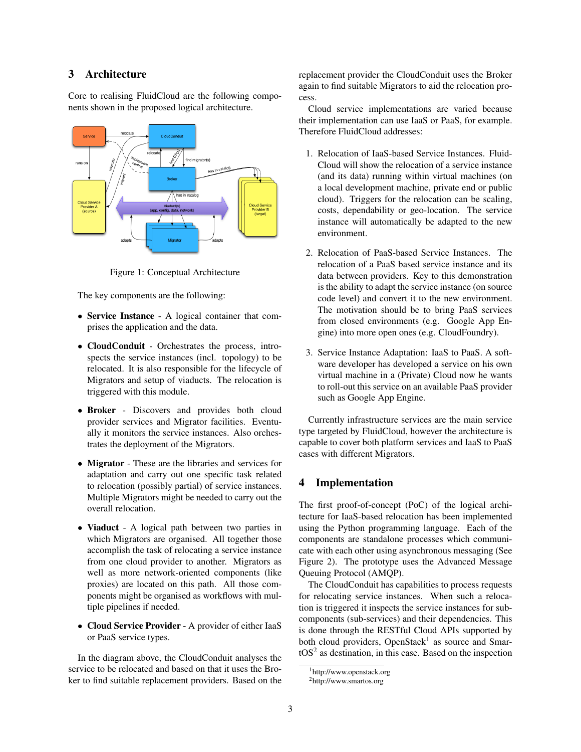## 3 Architecture

Core to realising FluidCloud are the following components shown in the proposed logical architecture.

Figure 1: Conceptual Architecture

The key components are the following:

- **Service Instance** - A logical container that comprises the application and the data.
- **CloudConduit** - Orchestrates the process, introspects the service instances (incl. topology) to be relocated. It is also responsible for the lifecycle of Migrators and setup of viaducts. The relocation is triggered with this module.
- **Broker** - Discovers and provides both cloud provider services and Migrator facilities. Eventually it monitors the service instances. Also orchestrates the deployment of the Migrators.
- **Migrator** - These are the libraries and services for adaptation and carry out one specific task related to relocation (possibly partial) of service instances. Multiple Migrators might be needed to carry out the overall relocation.
- **Viaduct** - A logical path between two parties in which Migrators are organised. All together those accomplish the task of relocating a service instance from one cloud provider to another. Migrators as well as more network-oriented components (like proxies) are located on this path. All those components might be organised as workflows with multiple pipelines if needed.
- **Cloud Service Provider** - A provider of either IaaS or PaaS service types.

In the diagram above, the CloudConduit analyses the service to be relocated and based on that it uses the Broker to find suitable replacement providers. Based on the replacement provider the CloudConduit uses the Broker again to find suitable Migrators to aid the relocation process.

Cloud service implementations are varied because their implementation can use IaaS or PaaS, for example. Therefore FluidCloud addresses:

1. Relocation of IaaS-based Service Instances. FluidCloud will show the relocation of a service instance (and its data) running within virtual machines (on a local development machine, private end or public cloud). Triggers for the relocation can be scaling, costs, dependability or geo-location. The service instance will automatically be adapted to the new environment.

2. Relocation of PaaS-based Service Instances. The relocation of a PaaS based service instance and its data between providers. Key to this demonstration is the ability to adapt the service instance (on source code level) and convert it to the new environment. The motivation should be to bring PaaS services from closed environments (e.g. Google App Engine) into more open ones (e.g. CloudFoundry).

3. Service Instance Adaptation: IaaS to PaaS. A software developer has developed a service on his own virtual machine in a (Private) Cloud now he wants to roll-out this service on an available PaaS provider such as Google App Engine.

Currently infrastructure services are the main service type targeted by FluidCloud, however the architecture is capable to cover both platform services and IaaS to PaaS cases with different Migrators.

## 4 Implementation

The first proof-of-concept (PoC) of the logical architecture for IaaS-based relocation has been implemented using the Python programming language. Each of the components are standalone processes which communicate with each other using asynchronous messaging (See Figure 2). The prototype uses the Advanced Message Queuing Protocol (AMQP).

The CloudConduit has capabilities to process requests for relocating service instances. When such a relocation is triggered it inspects the service instances for subcomponents (sub-services) and their dependencies. This is done through the RESTful Cloud APIs supported by both cloud providers, OpenStack[1] as source and SmartOS[2] as destination, in this case. Based on the inspection

[1] http://www.openstack.org
[2] http://www.smartos.org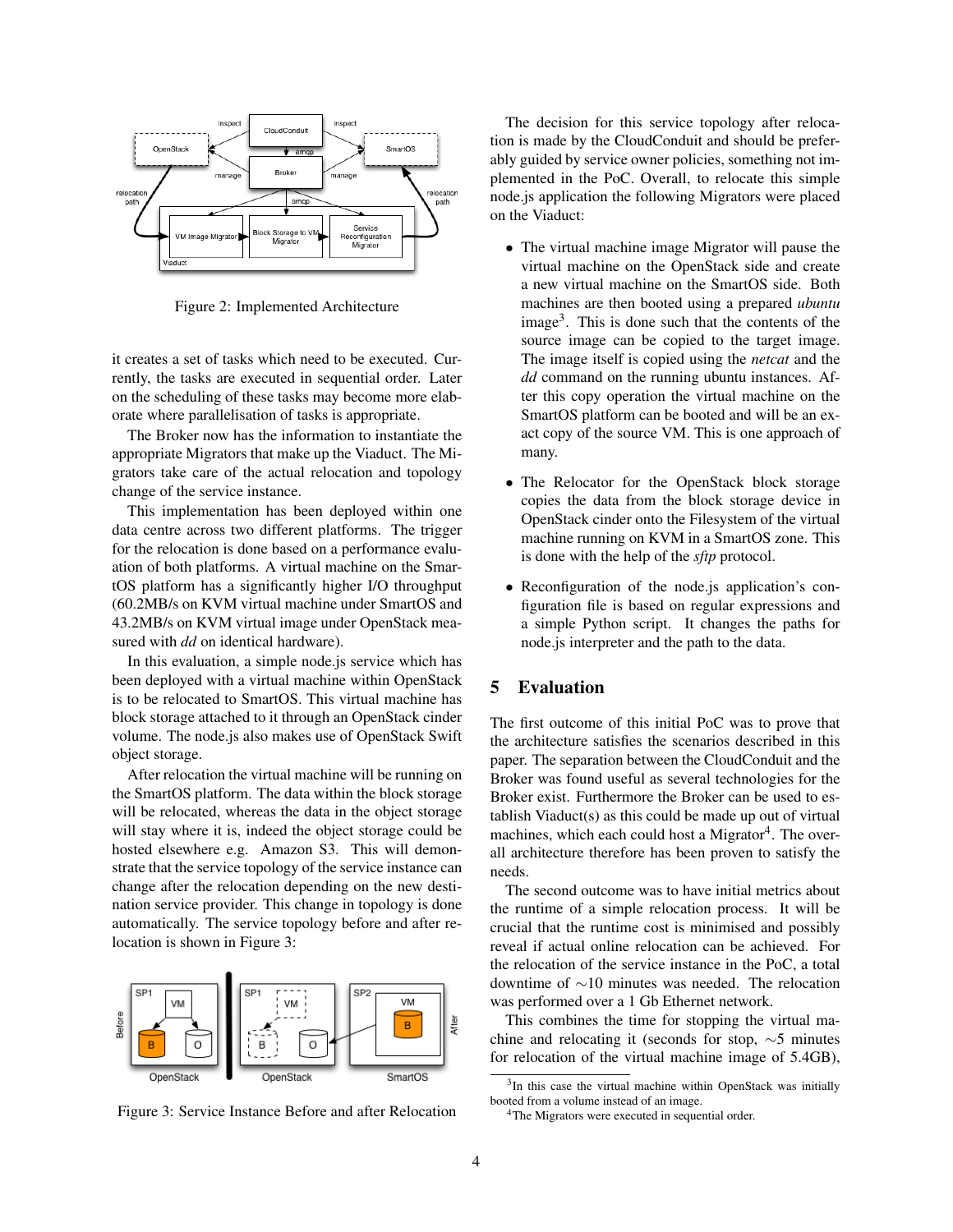Figure 2: Implemented Architecture

it creates a set of tasks which need to be executed. Currently, the tasks are executed in sequential order. Later on the scheduling of these tasks may become more elaborate where parallelisation of tasks is appropriate.

The Broker now has the information to instantiate the appropriate Migrators that make up the Viaduct. The Migrators take care of the actual relocation and topology change of the service instance.

This implementation has been deployed within one data centre across two different platforms. The trigger for the relocation is done based on a performance evaluation of both platforms. A virtual machine on the SmartOS platform has a significantly higher I/O throughput (60.2MB/s on KVM virtual machine under SmartOS and 43.2MB/s on KVM virtual image under OpenStack measured with *dd* on identical hardware).

In this evaluation, a simple node.js service which has been deployed with a virtual machine within OpenStack is to be relocated to SmartOS. This virtual machine has block storage attached to it through an OpenStack cinder volume. The node.js also makes use of OpenStack Swift object storage.

After relocation the virtual machine will be running on the SmartOS platform. The data within the block storage will be relocated, whereas the data in the object storage will stay where it is, indeed the object storage could be hosted elsewhere e.g. Amazon S3. This will demonstrate that the service topology of the service instance can change after the relocation depending on the new destination service provider. This change in topology is done automatically. The service topology before and after relocation is shown in Figure 3:

Figure 3: Service Instance Before and after Relocation

The decision for this service topology after relocation is made by the CloudConduit and should be preferably guided by service owner policies, something not implemented in the PoC. Overall, to relocate this simple node.js application the following Migrators were placed on the Viaduct:

- The virtual machine image Migrator will pause the virtual machine on the OpenStack side and create a new virtual machine on the SmartOS side. Both machines are then booted using a prepared *ubuntu* image[3]. This is done such that the contents of the source image can be copied to the target image. The image itself is copied using the *netcat* and the *dd* command on the running ubuntu instances. After this copy operation the virtual machine on the SmartOS platform can be booted and will be an exact copy of the source VM. This is one approach of many.
- The Relocator for the OpenStack block storage copies the data from the block storage device in OpenStack cinder onto the Filesystem of the virtual machine running on KVM in a SmartOS zone. This is done with the help of the *sftp* protocol.
- Reconfiguration of the node.js application's configuration file is based on regular expressions and a simple Python script. It changes the paths for node.js interpreter and the path to the data.

## 5 Evaluation

The first outcome of this initial PoC was to prove that the architecture satisfies the scenarios described in this paper. The separation between the CloudConduit and the Broker was found useful as several technologies for the Broker exist. Furthermore the Broker can be used to establish Viaduct(s) as this could be made up out of virtual machines, which each could host a Migrator[4]. The overall architecture therefore has been proven to satisfy the needs.

The second outcome was to have initial metrics about the runtime of a simple relocation process. It will be crucial that the runtime cost is minimised and possibly reveal if actual online relocation can be achieved. For the relocation of the service instance in the PoC, a total downtime of $\sim$10 minutes was needed. The relocation was performed over a 1 Gb Ethernet network.

This combines the time for stopping the virtual machine and relocating it (seconds for stop, $\sim$5 minutes for relocation of the virtual machine image of 5.4GB),

[3] In this case the virtual machine within OpenStack was initially booted from a volume instead of an image.

[4] The Migrators were executed in sequential order.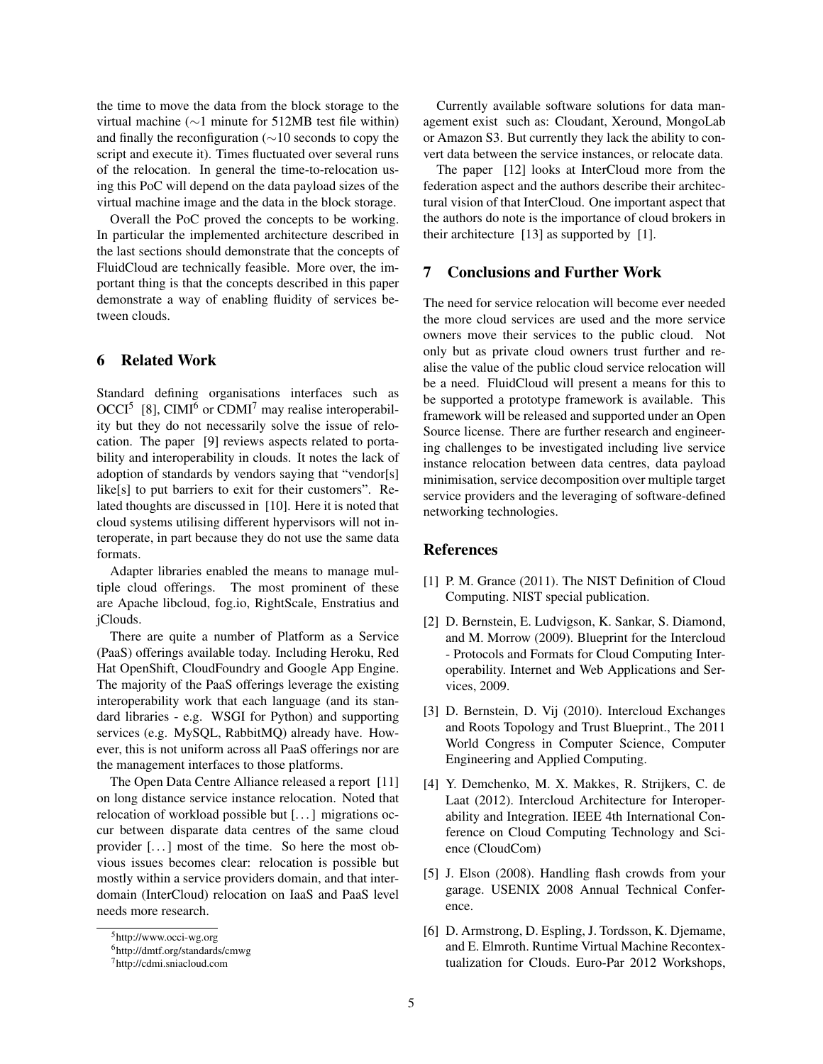the time to move the data from the block storage to the virtual machine (∼1 minute for 512MB test file within) and finally the reconfiguration (∼10 seconds to copy the script and execute it). Times fluctuated over several runs of the relocation. In general the time-to-relocation using this PoC will depend on the data payload sizes of the virtual machine image and the data in the block storage.

Overall the PoC proved the concepts to be working. In particular the implemented architecture described in the last sections should demonstrate that the concepts of FluidCloud are technically feasible. More over, the important thing is that the concepts described in this paper demonstrate a way of enabling fluidity of services between clouds.

## 6 Related Work

Standard defining organisations interfaces such as OCCI[5] [8], CIMI[6] or CDMI[7] may realise interoperability but they do not necessarily solve the issue of relocation. The paper [9] reviews aspects related to portability and interoperability in clouds. It notes the lack of adoption of standards by vendors saying that "vendor[s] like[s] to put barriers to exit for their customers". Related thoughts are discussed in [10]. Here it is noted that cloud systems utilising different hypervisors will not interoperate, in part because they do not use the same data formats.

Adapter libraries enabled the means to manage multiple cloud offerings. The most prominent of these are Apache libcloud, fog.io, RightScale, Enstratius and jClouds.

There are quite a number of Platform as a Service (PaaS) offerings available today. Including Heroku, Red Hat OpenShift, CloudFoundry and Google App Engine. The majority of the PaaS offerings leverage the existing interoperability work that each language (and its standard libraries - e.g. WSGI for Python) and supporting services (e.g. MySQL, RabbitMQ) already have. However, this is not uniform across all PaaS offerings nor are the management interfaces to those platforms.

The Open Data Centre Alliance released a report [11] on long distance service instance relocation. Noted that relocation of workload possible but [. . . ] migrations occur between disparate data centres of the same cloud provider [. . . ] most of the time. So here the most obvious issues becomes clear: relocation is possible but mostly within a service providers domain, and that interdomain (InterCloud) relocation on IaaS and PaaS level needs more research.

Currently available software solutions for data management exist such as: Cloudant, Xeround, MongoLab or Amazon S3. But currently they lack the ability to convert data between the service instances, or relocate data.

The paper [12] looks at InterCloud more from the federation aspect and the authors describe their architectural vision of that InterCloud. One important aspect that the authors do note is the importance of cloud brokers in their architecture [13] as supported by [1].

## 7 Conclusions and Further Work

The need for service relocation will become ever needed the more cloud services are used and the more service owners move their services to the public cloud. Not only but as private cloud owners trust further and realise the value of the public cloud service relocation will be a need. FluidCloud will present a means for this to be supported a prototype framework is available. This framework will be released and supported under an Open Source license. There are further research and engineering challenges to be investigated including live service instance relocation between data centres, data payload minimisation, service decomposition over multiple target service providers and the leveraging of software-defined networking technologies.

## References

[1] P. M. Grance (2011). The NIST Definition of Cloud Computing. NIST special publication.

[2] D. Bernstein, E. Ludvigson, K. Sankar, S. Diamond, and M. Morrow (2009). Blueprint for the Intercloud - Protocols and Formats for Cloud Computing Interoperability. Internet and Web Applications and Services, 2009.

[3] D. Bernstein, D. Vij (2010). Intercloud Exchanges and Roots Topology and Trust Blueprint., The 2011 World Congress in Computer Science, Computer Engineering and Applied Computing.

[4] Y. Demchenko, M. X. Makkes, R. Strijkers, C. de Laat (2012). Intercloud Architecture for Interoperability and Integration. IEEE 4th International Conference on Cloud Computing Technology and Science (CloudCom)

[5] J. Elson (2008). Handling flash crowds from your garage. USENIX 2008 Annual Technical Conference.

[6] D. Armstrong, D. Espling, J. Tordsson, K. Djemame, and E. Elmroth. Runtime Virtual Machine Recontextualization for Clouds. Euro-Par 2012 Workshops,

---

[5] http://www.occi-wg.org

[6] http://dmtf.org/standards/cmwg

[7] http://cdmi.sniacloud.com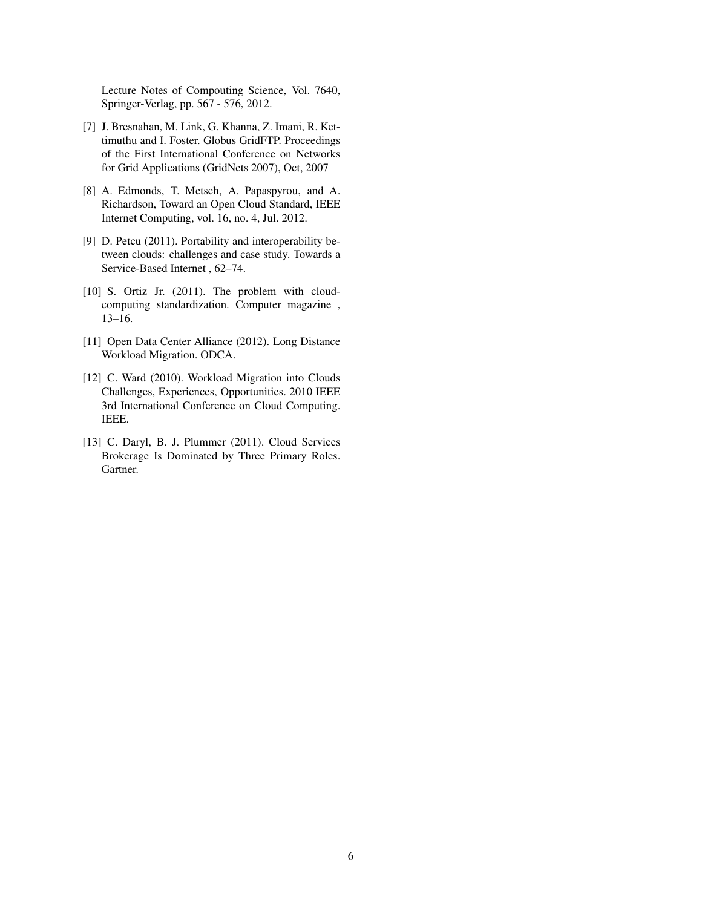Lecture Notes of Compouting Science, Vol. 7640, Springer-Verlag, pp. 567 - 576, 2012.

[7] J. Bresnahan, M. Link, G. Khanna, Z. Imani, R. Kettimuthu and I. Foster. Globus GridFTP. Proceedings of the First International Conference on Networks for Grid Applications (GridNets 2007), Oct, 2007

[8] A. Edmonds, T. Metsch, A. Papaspyrou, and A. Richardson, Toward an Open Cloud Standard, IEEE Internet Computing, vol. 16, no. 4, Jul. 2012.

[9] D. Petcu (2011). Portability and interoperability between clouds: challenges and case study. Towards a Service-Based Internet , 62–74.

[10] S. Ortiz Jr. (2011). The problem with cloud-computing standardization. Computer magazine , 13–16.

[11] Open Data Center Alliance (2012). Long Distance Workload Migration. ODCA.

[12] C. Ward (2010). Workload Migration into Clouds Challenges, Experiences, Opportunities. 2010 IEEE 3rd International Conference on Cloud Computing. IEEE.

[13] C. Daryl, B. J. Plummer (2011). Cloud Services Brokerage Is Dominated by Three Primary Roles. Gartner.